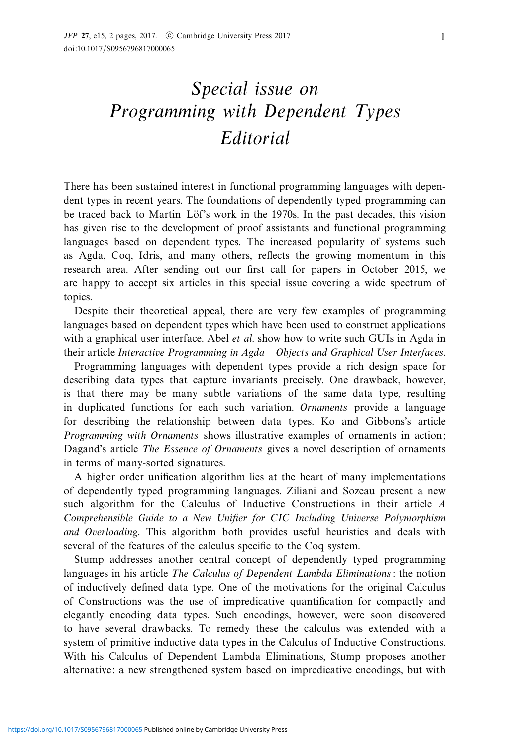# *Special issue on Programming with Dependent Types Editorial*

There has been sustained interest in functional programming languages with dependent types in recent years. The foundations of dependently typed programming can be traced back to Martin–Löf's work in the 1970s. In the past decades, this vision has given rise to the development of proof assistants and functional programming languages based on dependent types. The increased popularity of systems such as Agda, Coq, Idris, and many others, reflects the growing momentum in this research area. After sending out our first call for papers in October 2015, we are happy to accept six articles in this special issue covering a wide spectrum of topics.

Despite their theoretical appeal, there are very few examples of programming languages based on dependent types which have been used to construct applications with a graphical user interface. Abel *et al.* show how to write such GUIs in Agda in their article *Interactive Programming in Agda – Objects and Graphical User Interfaces*.

Programming languages with dependent types provide a rich design space for describing data types that capture invariants precisely. One drawback, however, is that there may be many subtle variations of the same data type, resulting in duplicated functions for each such variation. *Ornaments* provide a language for describing the relationship between data types. Ko and Gibbons's article *Programming with Ornaments* shows illustrative examples of ornaments in action; Dagand's article *The Essence of Ornaments* gives a novel description of ornaments in terms of many-sorted signatures.

A higher order unification algorithm lies at the heart of many implementations of dependently typed programming languages. Ziliani and Sozeau present a new such algorithm for the Calculus of Inductive Constructions in their article *A Comprehensible Guide to a New Unifier for CIC Including Universe Polymorphism and Overloading*. This algorithm both provides useful heuristics and deals with several of the features of the calculus specific to the Coq system.

Stump addresses another central concept of dependently typed programming languages in his article *The Calculus of Dependent Lambda Eliminations*: the notion of inductively defined data type. One of the motivations for the original Calculus of Constructions was the use of impredicative quantification for compactly and elegantly encoding data types. Such encodings, however, were soon discovered to have several drawbacks. To remedy these the calculus was extended with a system of primitive inductive data types in the Calculus of Inductive Constructions. With his Calculus of Dependent Lambda Eliminations, Stump proposes another alternative: a new strengthened system based on impredicative encodings, but with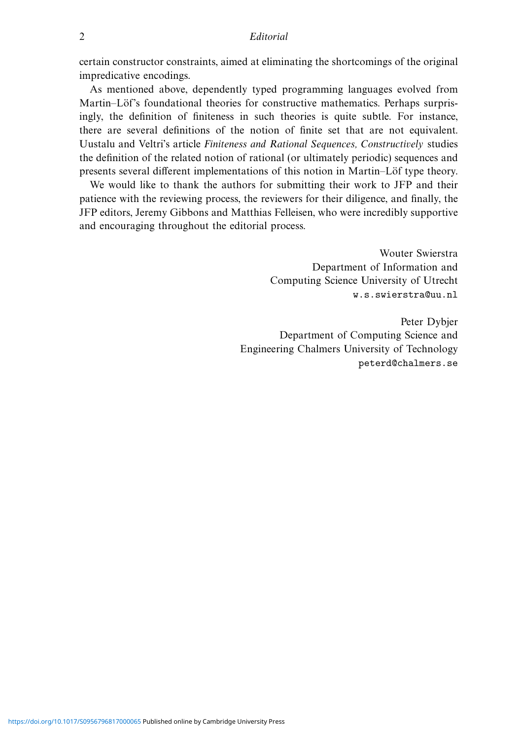certain constructor constraints, aimed at eliminating the shortcomings of the original impredicative encodings.

As mentioned above, dependently typed programming languages evolved from Martin–Löf's foundational theories for constructive mathematics. Perhaps surprisingly, the definition of finiteness in such theories is quite subtle. For instance, there are several definitions of the notion of finite set that are not equivalent. Uustalu and Veltri's article *Finiteness and Rational Sequences, Constructively* studies the definition of the related notion of rational (or ultimately periodic) sequences and presents several different implementations of this notion in Martin–Löf type theory.

We would like to thank the authors for submitting their work to JFP and their patience with the reviewing process, the reviewers for their diligence, and finally, the JFP editors, Jeremy Gibbons and Matthias Felleisen, who were incredibly supportive and encouraging throughout the editorial process.

Wouter Swierstra
Department of Information and
Computing Science University of Utrecht
w.s.swierstra@uu.nl

Peter Dybjer
Department of Computing Science and
Engineering Chalmers University of Technology
peterd@chalmers.se